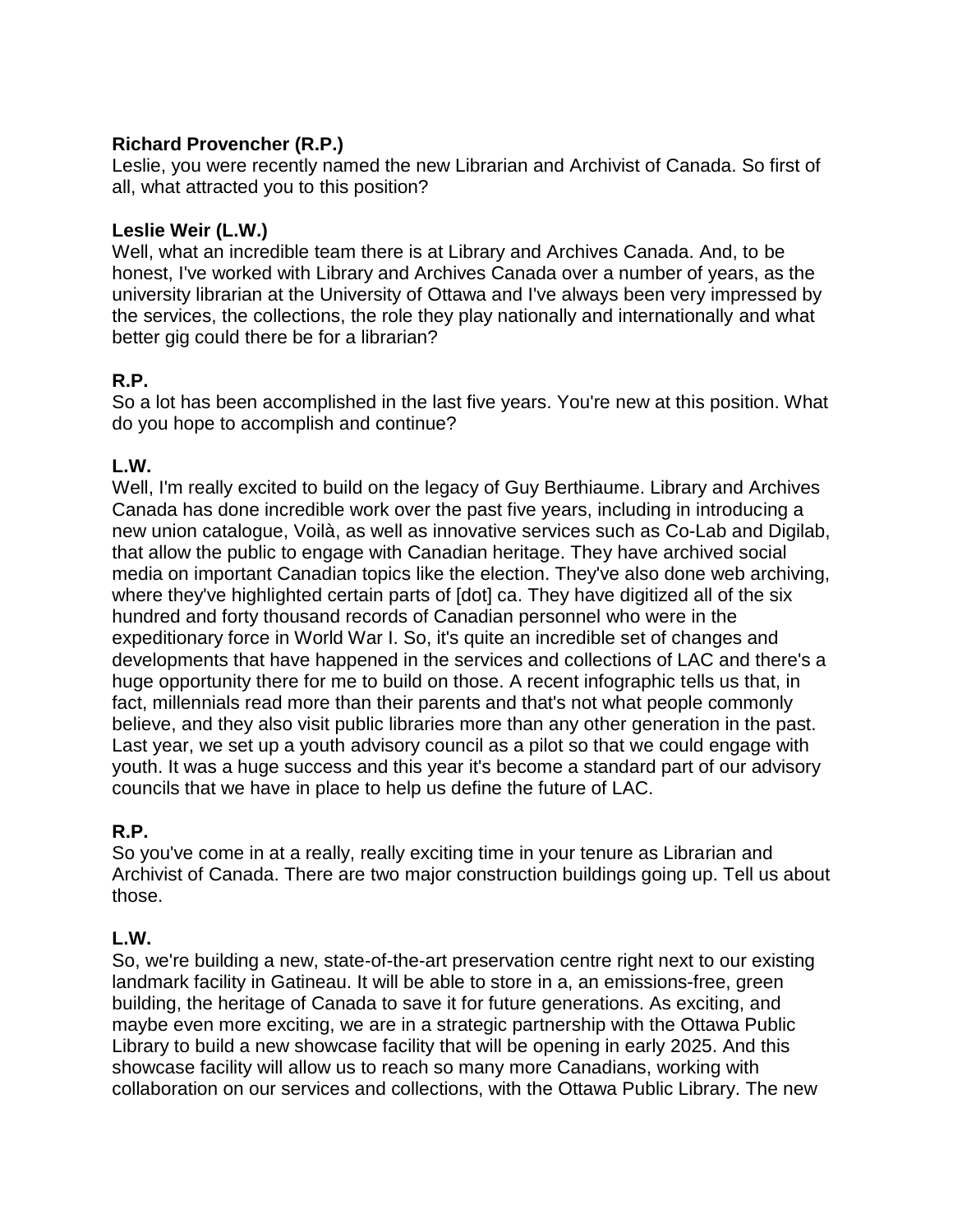**Richard Provencher (R.P.)**
Leslie, you were recently named the new Librarian and Archivist of Canada. So first of all, what attracted you to this position?

**Leslie Weir (L.W.)**
Well, what an incredible team there is at Library and Archives Canada. And, to be honest, I've worked with Library and Archives Canada over a number of years, as the university librarian at the University of Ottawa and I've always been very impressed by the services, the collections, the role they play nationally and internationally and what better gig could there be for a librarian?

**R.P.**
So a lot has been accomplished in the last five years. You're new at this position. What do you hope to accomplish and continue?

**L.W.**
Well, I'm really excited to build on the legacy of Guy Berthiaume. Library and Archives Canada has done incredible work over the past five years, including in introducing a new union catalogue, Voilà, as well as innovative services such as Co-Lab and Digilab, that allow the public to engage with Canadian heritage. They have archived social media on important Canadian topics like the election. They've also done web archiving, where they've highlighted certain parts of [dot] ca. They have digitized all of the six hundred and forty thousand records of Canadian personnel who were in the expeditionary force in World War I. So, it's quite an incredible set of changes and developments that have happened in the services and collections of LAC and there's a huge opportunity there for me to build on those. A recent infographic tells us that, in fact, millennials read more than their parents and that's not what people commonly believe, and they also visit public libraries more than any other generation in the past. Last year, we set up a youth advisory council as a pilot so that we could engage with youth. It was a huge success and this year it's become a standard part of our advisory councils that we have in place to help us define the future of LAC.

**R.P.**
So you've come in at a really, really exciting time in your tenure as Librarian and Archivist of Canada. There are two major construction buildings going up. Tell us about those.

**L.W.**
So, we're building a new, state-of-the-art preservation centre right next to our existing landmark facility in Gatineau. It will be able to store in a, an emissions-free, green building, the heritage of Canada to save it for future generations. As exciting, and maybe even more exciting, we are in a strategic partnership with the Ottawa Public Library to build a new showcase facility that will be opening in early 2025. And this showcase facility will allow us to reach so many more Canadians, working with collaboration on our services and collections, with the Ottawa Public Library. The new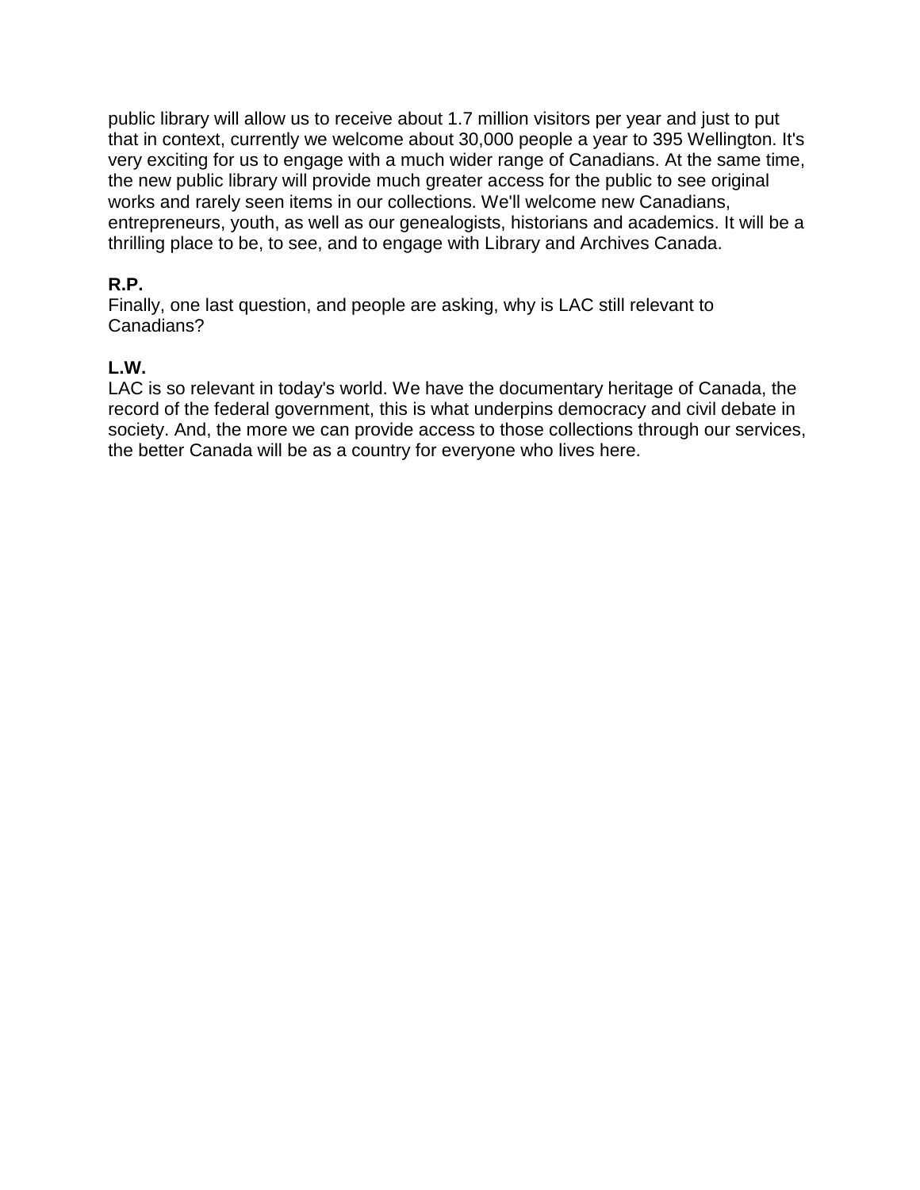public library will allow us to receive about 1.7 million visitors per year and just to put that in context, currently we welcome about 30,000 people a year to 395 Wellington. It's very exciting for us to engage with a much wider range of Canadians. At the same time, the new public library will provide much greater access for the public to see original works and rarely seen items in our collections. We'll welcome new Canadians, entrepreneurs, youth, as well as our genealogists, historians and academics. It will be a thrilling place to be, to see, and to engage with Library and Archives Canada.

**R.P.**
Finally, one last question, and people are asking, why is LAC still relevant to Canadians?

**L.W.**
LAC is so relevant in today's world. We have the documentary heritage of Canada, the record of the federal government, this is what underpins democracy and civil debate in society. And, the more we can provide access to those collections through our services, the better Canada will be as a country for everyone who lives here.